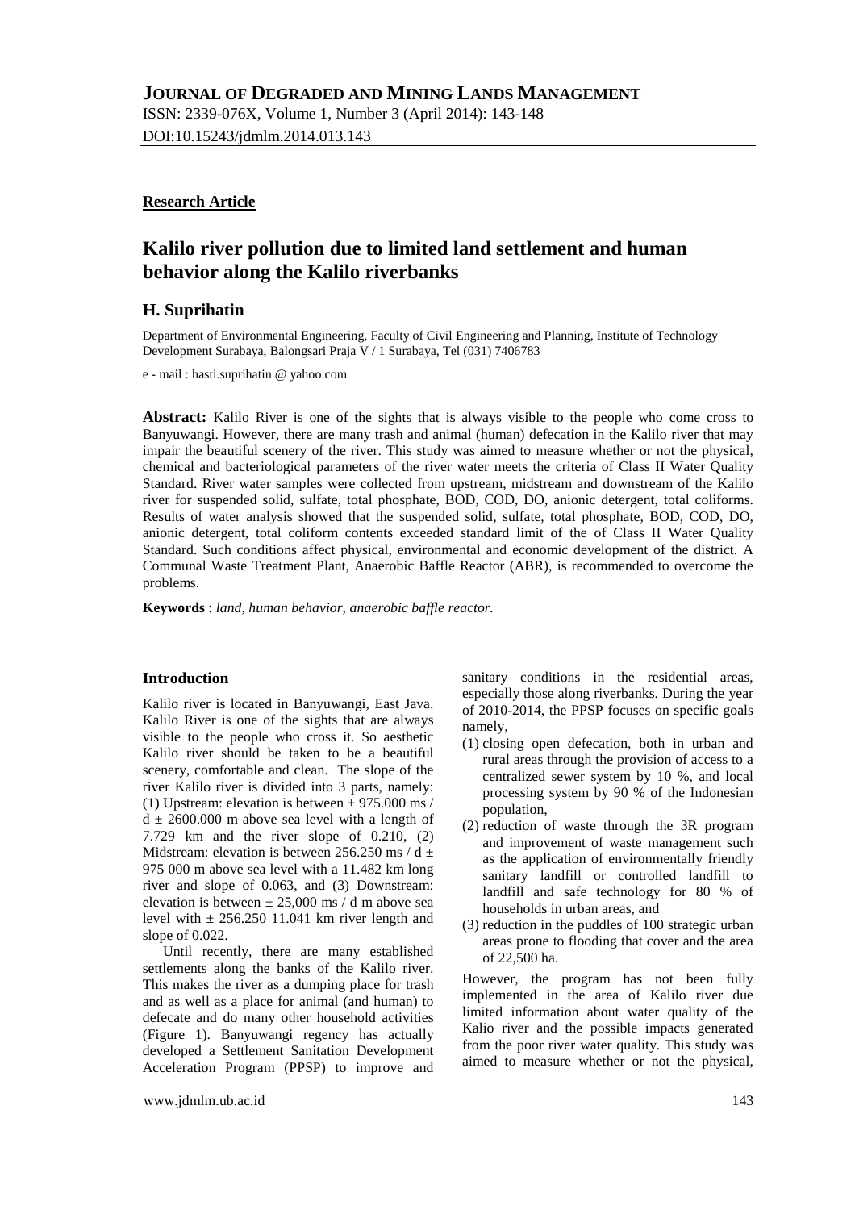# JOURNAL OF DEGRADED AND MINING LANDS MANAGEMENT

ISSN: 2339-076X, Volume 1, Number 3 (April 2014): 143-148

DOI:10.15243/jdmlm.2014.013.143

**Research Article**

## Kalilo river pollution due to limited land settlement and human behavior along the Kalilo riverbanks

### H. Suprihatin

Department of Environmental Engineering, Faculty of Civil Engineering and Planning, Institute of Technology Development Surabaya, Balongsari Praja V / 1 Surabaya, Tel (031) 7406783

e - mail : hasti.suprihatin @ yahoo.com

**Abstract:** Kalilo River is one of the sights that is always visible to the people who come cross to Banyuwangi. However, there are many trash and animal (human) defecation in the Kalilo river that may impair the beautiful scenery of the river. This study was aimed to measure whether or not the physical, chemical and bacteriological parameters of the river water meets the criteria of Class II Water Quality Standard. River water samples were collected from upstream, midstream and downstream of the Kalilo river for suspended solid, sulfate, total phosphate, BOD, COD, DO, anionic detergent, total coliforms. Results of water analysis showed that the suspended solid, sulfate, total phosphate, BOD, COD, DO, anionic detergent, total coliform contents exceeded standard limit of the of Class II Water Quality Standard. Such conditions affect physical, environmental and economic development of the district. A Communal Waste Treatment Plant, Anaerobic Baffle Reactor (ABR), is recommended to overcome the problems.

**Keywords** : *land, human behavior, anaerobic baffle reactor.*

### Introduction

Kalilo river is located in Banyuwangi, East Java. Kalilo River is one of the sights that are always visible to the people who cross it. So aesthetic Kalilo river should be taken to be a beautiful scenery, comfortable and clean. The slope of the river Kalilo river is divided into 3 parts, namely: (1) Upstream: elevation is between ± 975.000 ms / d ± 2600.000 m above sea level with a length of 7.729 km and the river slope of 0.210, (2) Midstream: elevation is between 256.250 ms / d ± 975 000 m above sea level with a 11.482 km long river and slope of 0.063, and (3) Downstream: elevation is between ± 25,000 ms / d m above sea level with ± 256.250 11.041 km river length and slope of 0.022.

Until recently, there are many established settlements along the banks of the Kalilo river. This makes the river as a dumping place for trash and as well as a place for animal (and human) to defecate and do many other household activities (Figure 1). Banyuwangi regency has actually developed a Settlement Sanitation Development Acceleration Program (PPSP) to improve and sanitary conditions in the residential areas, especially those along riverbanks. During the year of 2010-2014, the PPSP focuses on specific goals namely,

(1) closing open defecation, both in urban and rural areas through the provision of access to a centralized sewer system by 10 %, and local processing system by 90 % of the Indonesian population,
(2) reduction of waste through the 3R program and improvement of waste management such as the application of environmentally friendly sanitary landfill or controlled landfill to landfill and safe technology for 80 % of households in urban areas, and
(3) reduction in the puddles of 100 strategic urban areas prone to flooding that cover and the area of 22,500 ha.

However, the program has not been fully implemented in the area of Kalilo river due limited information about water quality of the Kalio river and the possible impacts generated from the poor river water quality. This study was aimed to measure whether or not the physical,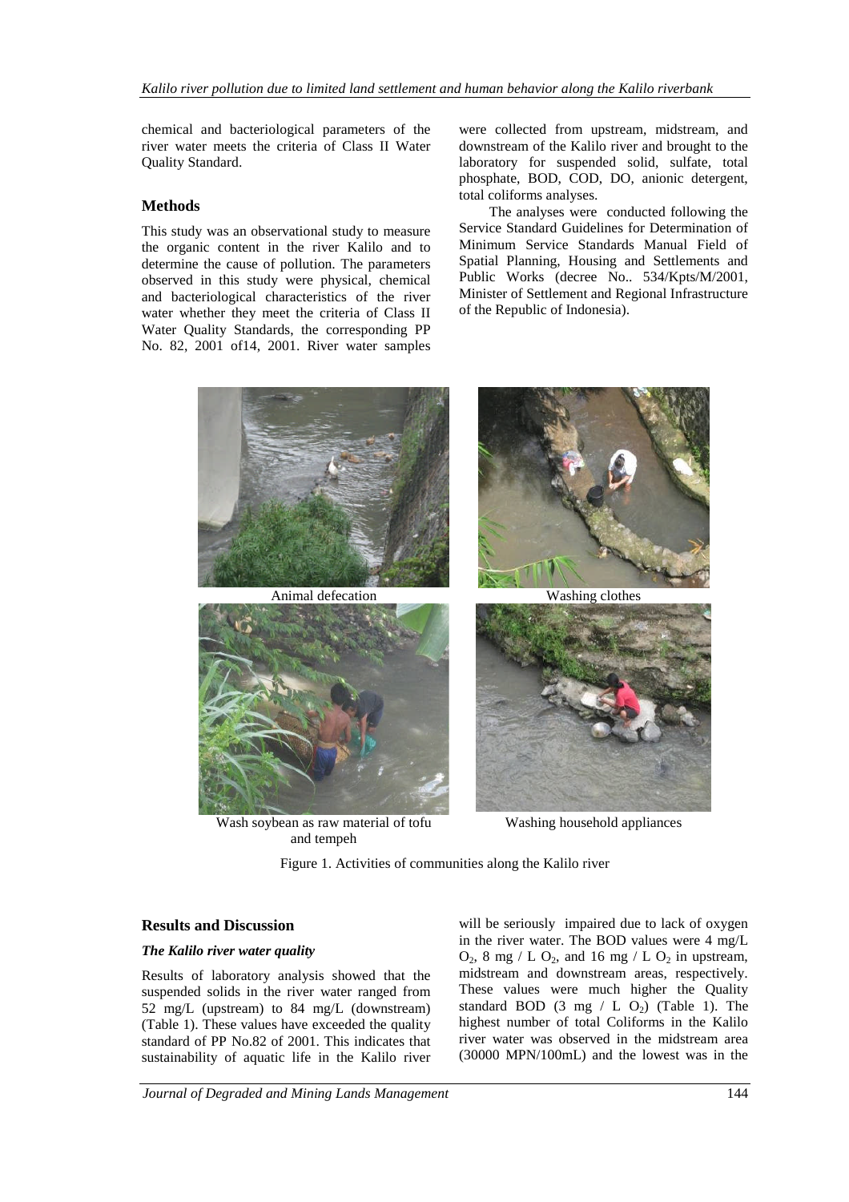chemical and bacteriological parameters of the river water meets the criteria of Class II Water Quality Standard.

## Methods

This study was an observational study to measure the organic content in the river Kalilo and to determine the cause of pollution. The parameters observed in this study were physical, chemical and bacteriological characteristics of the river water whether they meet the criteria of Class II Water Quality Standards, the corresponding PP No. 82, 2001 of14, 2001. River water samples were collected from upstream, midstream, and downstream of the Kalilo river and brought to the laboratory for suspended solid, sulfate, total phosphate, BOD, COD, DO, anionic detergent, total coliforms analyses.

The analyses were conducted following the Service Standard Guidelines for Determination of Minimum Service Standards Manual Field of Spatial Planning, Housing and Settlements and Public Works (decree No.. 534/Kpts/M/2001, Minister of Settlement and Regional Infrastructure of the Republic of Indonesia).

Animal defecation

Washing clothes

Wash soybean as raw material of tofu and tempeh

Washing household appliances

Figure 1. Activities of communities along the Kalilo river

## Results and Discussion

### *The Kalilo river water quality*

Results of laboratory analysis showed that the suspended solids in the river water ranged from 52 mg/L (upstream) to 84 mg/L (downstream) (Table 1). These values have exceeded the quality standard of PP No.82 of 2001. This indicates that sustainability of aquatic life in the Kalilo river will be seriously impaired due to lack of oxygen in the river water. The BOD values were 4 mg/L $O_2$, 8 mg / L $O_2$, and 16 mg / L $O_2$ in upstream, midstream and downstream areas, respectively. These values were much higher the Quality standard BOD (3 mg / L $O_2$) (Table 1). The highest number of total Coliforms in the Kalilo river water was observed in the midstream area (30000 MPN/100mL) and the lowest was in the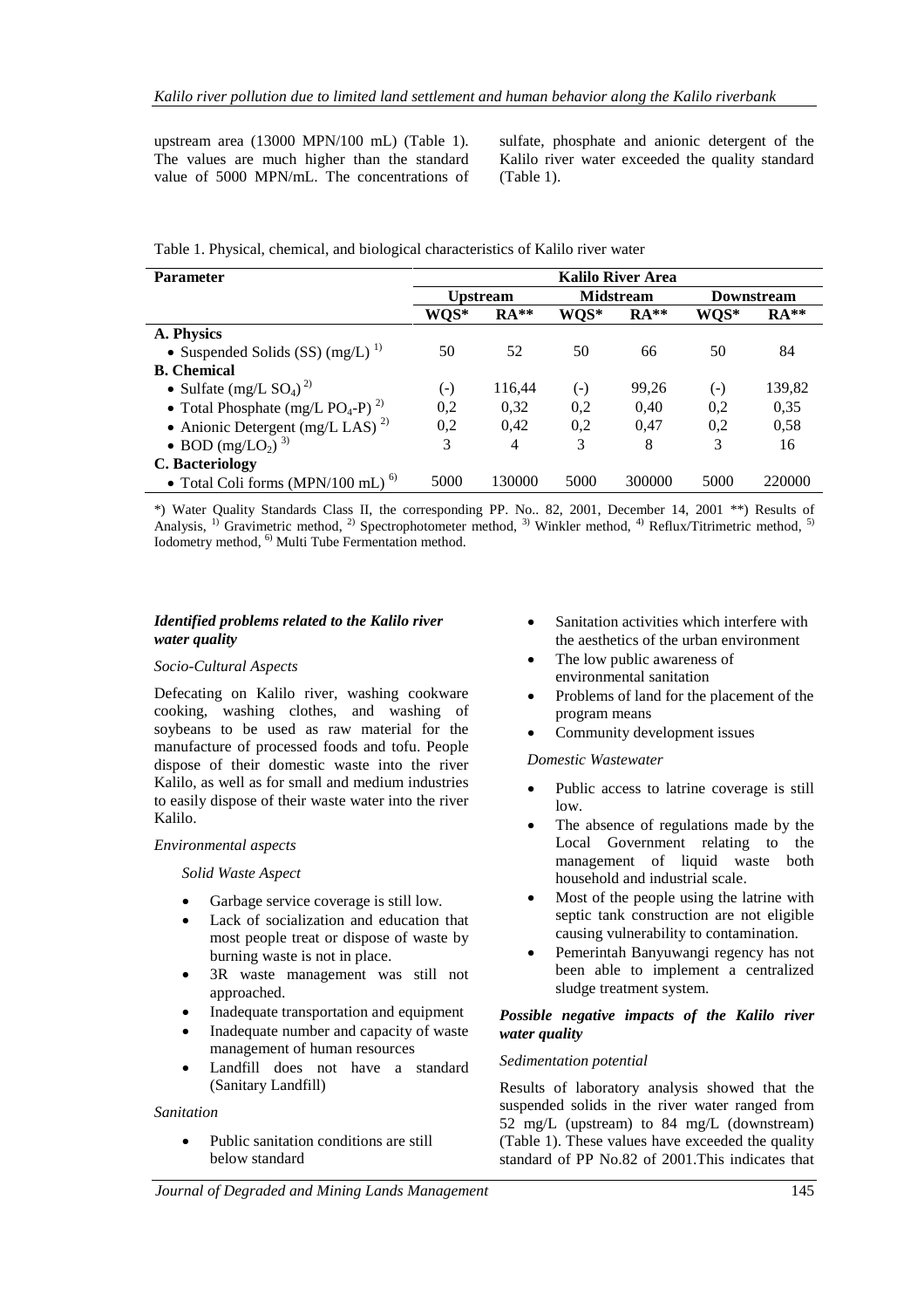upstream area (13000 MPN/100 mL) (Table 1). The values are much higher than the standard value of 5000 MPN/mL. The concentrations of sulfate, phosphate and anionic detergent of the Kalilo river water exceeded the quality standard (Table 1).

Table 1. Physical, chemical, and biological characteristics of Kalilo river water

| Parameter | Kalilo River Area | | | | | |
|---|---|---|---|---|---|---|
| | Upstream | | Midstream | | Downstream | |
| | WQS* | RA** | WQS* | RA** | WQS* | RA** |
| **A. Physics** | | | | | | |
| • Suspended Solids (SS) (mg/L) [1] | 50 | 52 | 50 | 66 | 50 | 84 |
| **B. Chemical** | | | | | | |
| • Sulfate (mg/L $SO_4$) [2] | (-) | 116,44 | (-) | 99,26 | (-) | 139,82 |
| • Total Phosphate (mg/L $PO_4$-P) [2] | 0,2 | 0,32 | 0,2 | 0,40 | 0,2 | 0,35 |
| • Anionic Detergent (mg/L LAS) [2] | 0,2 | 0,42 | 0,2 | 0,47 | 0,2 | 0,58 |
| • BOD (mg/L$O_2$) [3] | 3 | 4 | 3 | 8 | 3 | 16 |
| **C. Bacteriology** | | | | | | |
| • Total Coli forms (MPN/100 mL) [6] | 5000 | 130000 | 5000 | 300000 | 5000 | 220000 |

*) Water Quality Standards Class II, the corresponding PP. No.. 82, 2001, December 14, 2001 **) Results of Analysis, [1] Gravimetric method, [2] Spectrophotometer method, [3] Winkler method, [4] Reflux/Titrimetric method, [5] Iodometry method, [6] Multi Tube Fermentation method.

### *Identified problems related to the Kalilo river water quality*

*Socio-Cultural Aspects*

Defecating on Kalilo river, washing cookware cooking, washing clothes, and washing of soybeans to be used as raw material for the manufacture of processed foods and tofu. People dispose of their domestic waste into the river Kalilo, as well as for small and medium industries to easily dispose of their waste water into the river Kalilo.

*Environmental aspects*

*Solid Waste Aspect*

- Garbage service coverage is still low.
- Lack of socialization and education that most people treat or dispose of waste by burning waste is not in place.
- 3R waste management was still not approached.
- Inadequate transportation and equipment
- Inadequate number and capacity of waste management of human resources
- Landfill does not have a standard (Sanitary Landfill)

*Sanitation*

- Public sanitation conditions are still below standard
- Sanitation activities which interfere with the aesthetics of the urban environment
- The low public awareness of environmental sanitation
- Problems of land for the placement of the program means
- Community development issues

*Domestic Wastewater*

- Public access to latrine coverage is still low.
- The absence of regulations made by the Local Government relating to the management of liquid waste both household and industrial scale.
- Most of the people using the latrine with septic tank construction are not eligible causing vulnerability to contamination.
- Pemerintah Banyuwangi regency has not been able to implement a centralized sludge treatment system.

### *Possible negative impacts of the Kalilo river water quality*

*Sedimentation potential*

Results of laboratory analysis showed that the suspended solids in the river water ranged from 52 mg/L (upstream) to 84 mg/L (downstream) (Table 1). These values have exceeded the quality standard of PP No.82 of 2001.This indicates that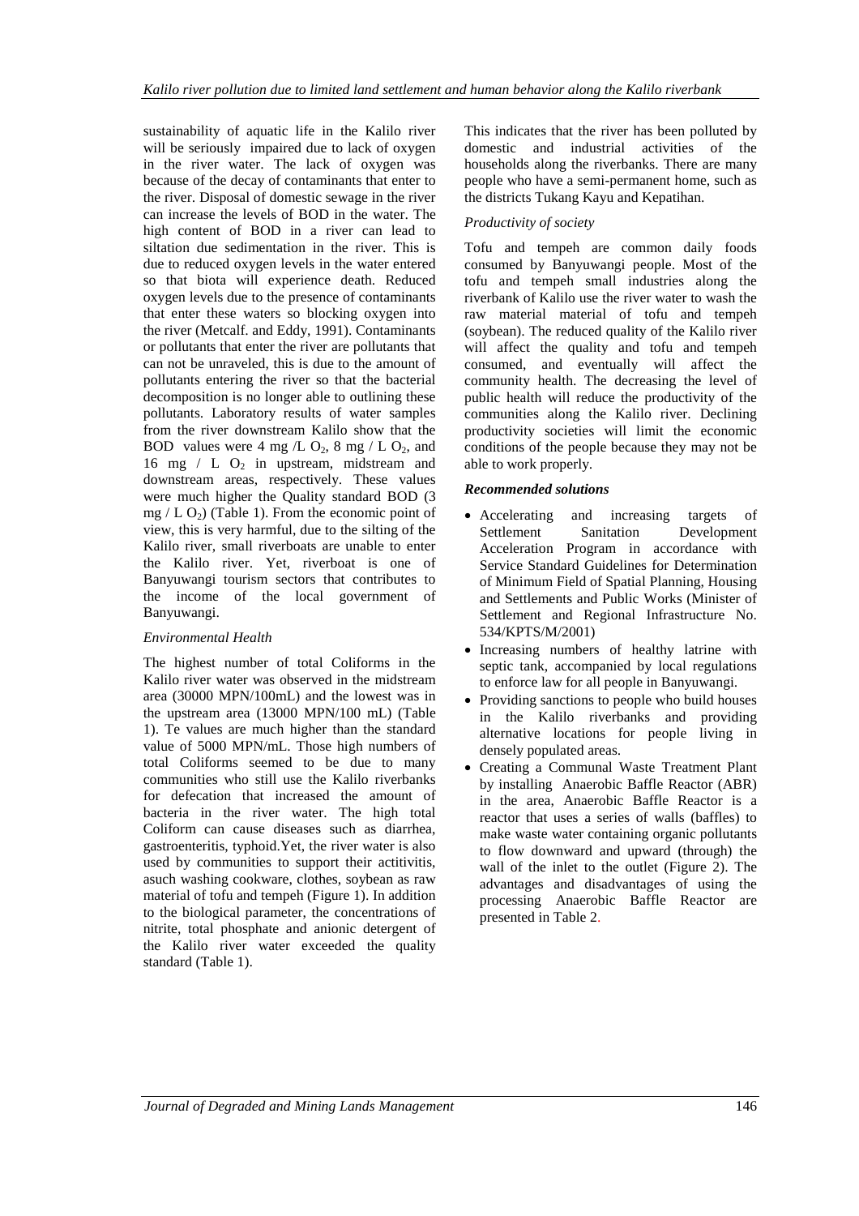sustainability of aquatic life in the Kalilo river will be seriously impaired due to lack of oxygen in the river water. The lack of oxygen was because of the decay of contaminants that enter to the river. Disposal of domestic sewage in the river can increase the levels of BOD in the water. The high content of BOD in a river can lead to siltation due sedimentation in the river. This is due to reduced oxygen levels in the water entered so that biota will experience death. Reduced oxygen levels due to the presence of contaminants that enter these waters so blocking oxygen into the river (Metcalf. and Eddy, 1991). Contaminants or pollutants that enter the river are pollutants that can not be unraveled, this is due to the amount of pollutants entering the river so that the bacterial decomposition is no longer able to outlining these pollutants. Laboratory results of water samples from the river downstream Kalilo show that the BOD values were 4 mg /L $O_2$, 8 mg / L $O_2$, and 16 mg / L $O_2$ in upstream, midstream and downstream areas, respectively. These values were much higher the Quality standard BOD (3 mg / L $O_2$) (Table 1). From the economic point of view, this is very harmful, due to the silting of the Kalilo river, small riverboats are unable to enter the Kalilo river. Yet, riverboat is one of Banyuwangi tourism sectors that contributes to the income of the local government of Banyuwangi.

*Environmental Health*

The highest number of total Coliforms in the Kalilo river water was observed in the midstream area (30000 MPN/100mL) and the lowest was in the upstream area (13000 MPN/100 mL) (Table 1). Te values are much higher than the standard value of 5000 MPN/mL. Those high numbers of total Coliforms seemed to be due to many communities who still use the Kalilo riverbanks for defecation that increased the amount of bacteria in the river water. The high total Coliform can cause diseases such as diarrhea, gastroenteritis, typhoid.Yet, the river water is also used by communities to support their actitivitis, asuch washing cookware, clothes, soybean as raw material of tofu and tempeh (Figure 1). In addition to the biological parameter, the concentrations of nitrite, total phosphate and anionic detergent of the Kalilo river water exceeded the quality standard (Table 1).

This indicates that the river has been polluted by domestic and industrial activities of the households along the riverbanks. There are many people who have a semi-permanent home, such as the districts Tukang Kayu and Kepatihan.

*Productivity of society*

Tofu and tempeh are common daily foods consumed by Banyuwangi people. Most of the tofu and tempeh small industries along the riverbank of Kalilo use the river water to wash the raw material material of tofu and tempeh (soybean). The reduced quality of the Kalilo river will affect the quality and tofu and tempeh consumed, and eventually will affect the community health. The decreasing the level of public health will reduce the productivity of the communities along the Kalilo river. Declining productivity societies will limit the economic conditions of the people because they may not be able to work properly.

***Recommended solutions***

- Accelerating and increasing targets of Settlement Sanitation Development Acceleration Program in accordance with Service Standard Guidelines for Determination of Minimum Field of Spatial Planning, Housing and Settlements and Public Works (Minister of Settlement and Regional Infrastructure No. 534/KPTS/M/2001)
- Increasing numbers of healthy latrine with septic tank, accompanied by local regulations to enforce law for all people in Banyuwangi.
- Providing sanctions to people who build houses in the Kalilo riverbanks and providing alternative locations for people living in densely populated areas.
- Creating a Communal Waste Treatment Plant by installing Anaerobic Baffle Reactor (ABR) in the area, Anaerobic Baffle Reactor is a reactor that uses a series of walls (baffles) to make waste water containing organic pollutants to flow downward and upward (through) the wall of the inlet to the outlet (Figure 2). The advantages and disadvantages of using the processing Anaerobic Baffle Reactor are presented in Table 2.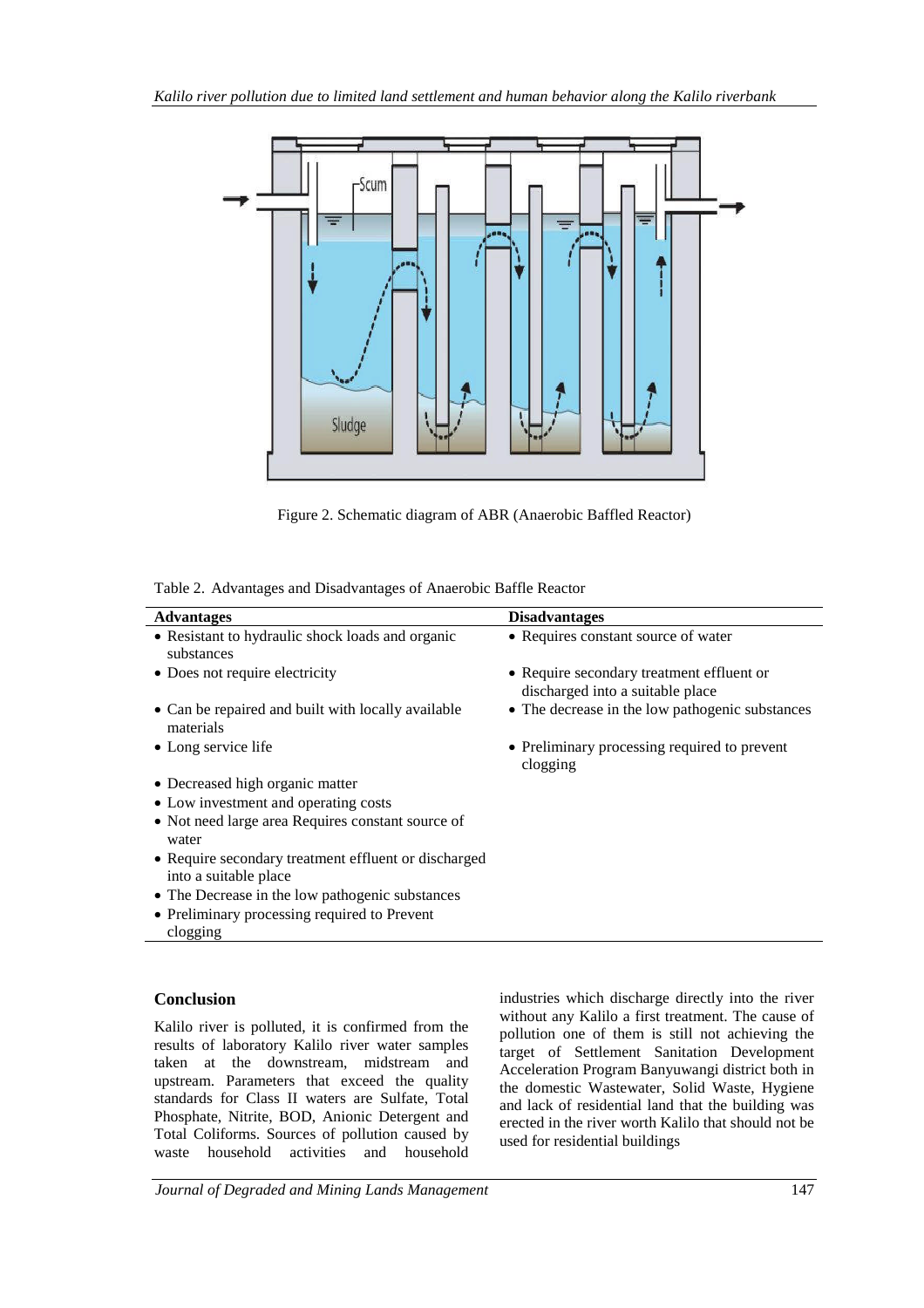Figure 2. Schematic diagram of ABR (Anaerobic Baffled Reactor)

Table 2. Advantages and Disadvantages of Anaerobic Baffle Reactor

| Advantages | Disadvantages |
|---|---|
| • Resistant to hydraulic shock loads and organic substances | • Requires constant source of water |
| • Does not require electricity | • Require secondary treatment effluent or discharged into a suitable place |
| • Can be repaired and built with locally available materials | • The decrease in the low pathogenic substances |
| • Long service life | • Preliminary processing required to prevent clogging |
| • Decreased high organic matter | |
| • Low investment and operating costs | |
| • Not need large area Requires constant source of water | |
| • Require secondary treatment effluent or discharged into a suitable place | |
| • The Decrease in the low pathogenic substances | |
| • Preliminary processing required to Prevent clogging | |

## Conclusion

Kalilo river is polluted, it is confirmed from the results of laboratory Kalilo river water samples taken at the downstream, midstream and upstream. Parameters that exceed the quality standards for Class II waters are Sulfate, Total Phosphate, Nitrite, BOD, Anionic Detergent and Total Coliforms. Sources of pollution caused by waste household activities and household industries which discharge directly into the river without any Kalilo a first treatment. The cause of pollution one of them is still not achieving the target of Settlement Sanitation Development Acceleration Program Banyuwangi district both in the domestic Wastewater, Solid Waste, Hygiene and lack of residential land that the building was erected in the river worth Kalilo that should not be used for residential buildings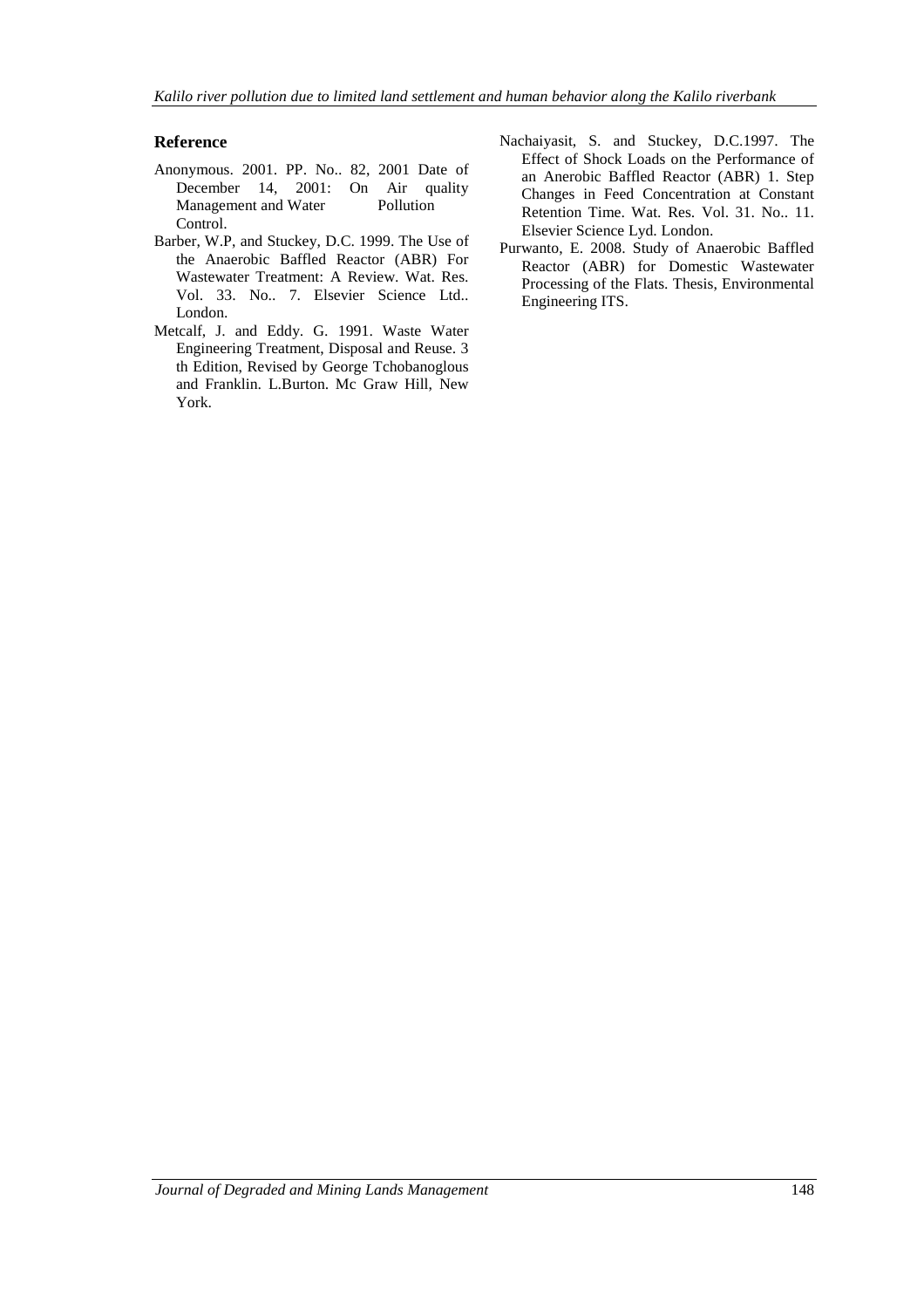## Reference

Anonymous. 2001. PP. No.. 82, 2001 Date of December 14, 2001: On Air quality Management and Water Pollution Control.

Barber, W.P, and Stuckey, D.C. 1999. The Use of the Anaerobic Baffled Reactor (ABR) For Wastewater Treatment: A Review. Wat. Res. Vol. 33. No.. 7. Elsevier Science Ltd.. London.

Metcalf, J. and Eddy. G. 1991. Waste Water Engineering Treatment, Disposal and Reuse. 3 th Edition, Revised by George Tchobanoglous and Franklin. L.Burton. Mc Graw Hill, New York.

Nachaiyasit, S. and Stuckey, D.C.1997. The Effect of Shock Loads on the Performance of an Anerobic Baffled Reactor (ABR) 1. Step Changes in Feed Concentration at Constant Retention Time. Wat. Res. Vol. 31. No.. 11. Elsevier Science Lyd. London.

Purwanto, E. 2008. Study of Anaerobic Baffled Reactor (ABR) for Domestic Wastewater Processing of the Flats. Thesis, Environmental Engineering ITS.